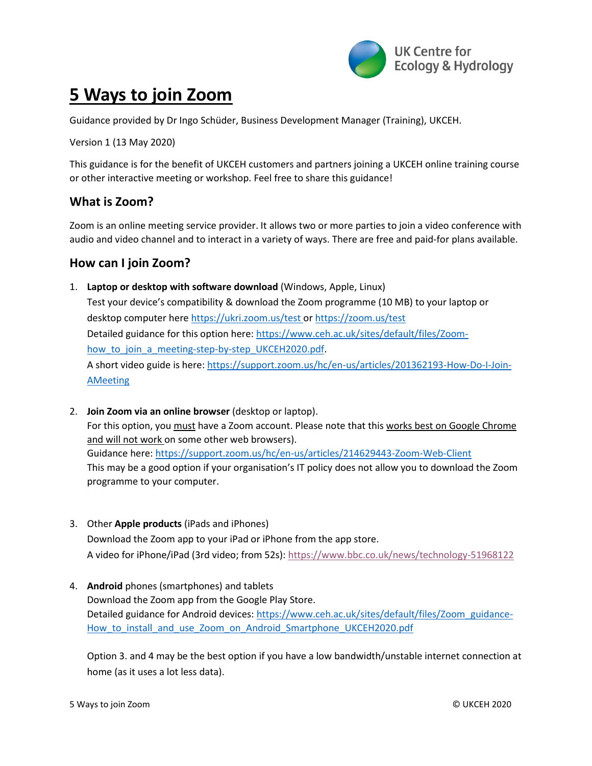UK Centre for Ecology & Hydrology

# 5 Ways to join Zoom

Guidance provided by Dr Ingo Schüder, Business Development Manager (Training), UKCEH.

Version 1 (13 May 2020)

This guidance is for the benefit of UKCEH customers and partners joining a UKCEH online training course or other interactive meeting or workshop. Feel free to share this guidance!

## What is Zoom?

Zoom is an online meeting service provider. It allows two or more parties to join a video conference with audio and video channel and to interact in a variety of ways. There are free and paid-for plans available.

## How can I join Zoom?

1. **Laptop or desktop with software download** (Windows, Apple, Linux)
   Test your device's compatibility & download the Zoom programme (10 MB) to your laptop or desktop computer here https://ukri.zoom.us/test or https://zoom.us/test
   Detailed guidance for this option here: https://www.ceh.ac.uk/sites/default/files/Zoom-how_to_join_a_meeting-step-by-step_UKCEH2020.pdf.
   A short video guide is here: https://support.zoom.us/hc/en-us/articles/201362193-How-Do-I-Join-AMeeting

2. **Join Zoom via an online browser** (desktop or laptop).
   For this option, you must have a Zoom account. Please note that this works best on Google Chrome and will not work on some other web browsers).
   Guidance here: https://support.zoom.us/hc/en-us/articles/214629443-Zoom-Web-Client
   This may be a good option if your organisation's IT policy does not allow you to download the Zoom programme to your computer.

3. Other **Apple products** (iPads and iPhones)
   Download the Zoom app to your iPad or iPhone from the app store.
   A video for iPhone/iPad (3rd video; from 52s): https://www.bbc.co.uk/news/technology-51968122

4. **Android** phones (smartphones) and tablets
   Download the Zoom app from the Google Play Store.
   Detailed guidance for Android devices: https://www.ceh.ac.uk/sites/default/files/Zoom_guidance-How_to_install_and_use_Zoom_on_Android_Smartphone_UKCEH2020.pdf

   Option 3. and 4 may be the best option if you have a low bandwidth/unstable internet connection at home (as it uses a lot less data).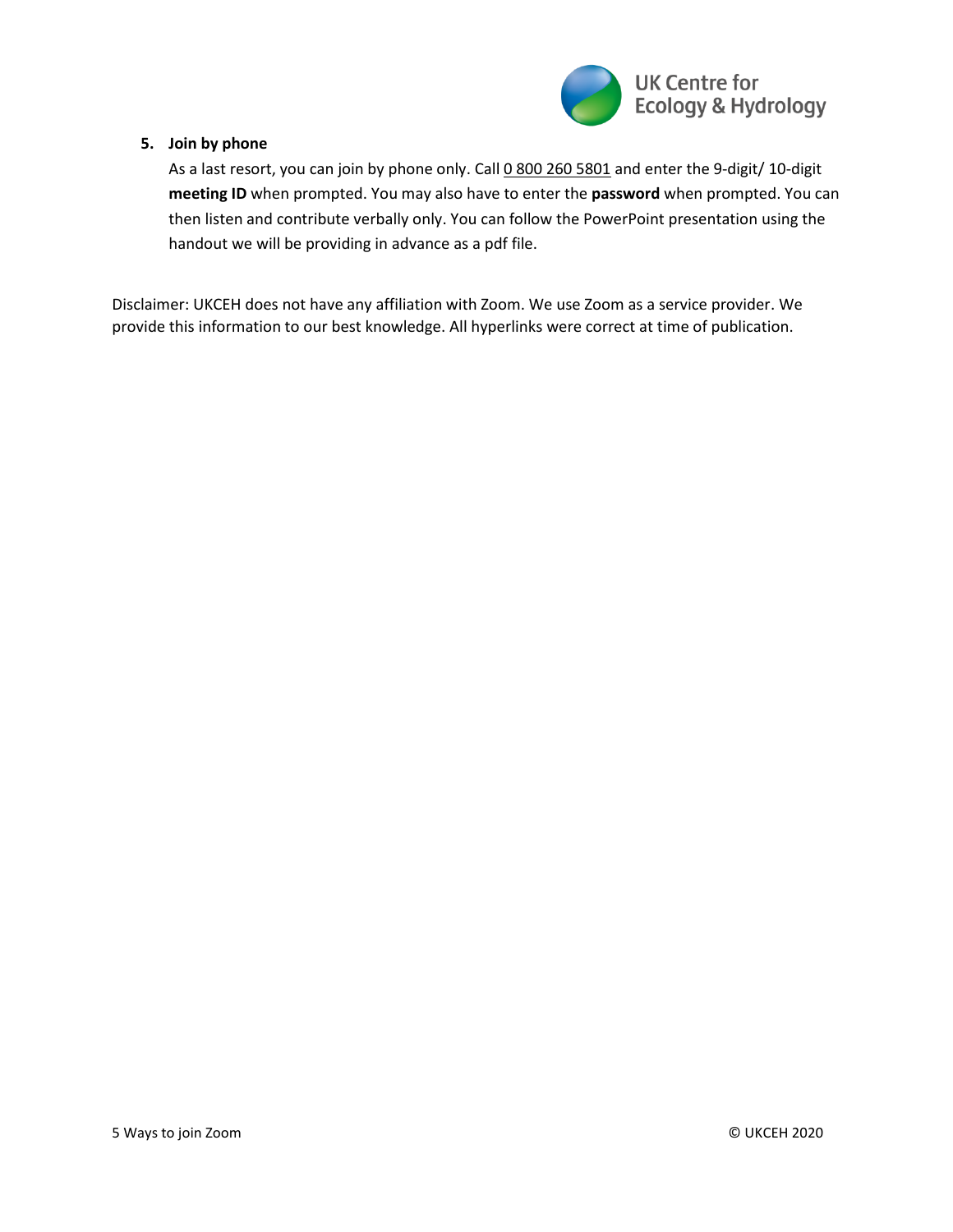5. **Join by phone**

   As a last resort, you can join by phone only. Call 0 800 260 5801 and enter the 9-digit/ 10-digit **meeting ID** when prompted. You may also have to enter the **password** when prompted. You can then listen and contribute verbally only. You can follow the PowerPoint presentation using the handout we will be providing in advance as a pdf file.

Disclaimer: UKCEH does not have any affiliation with Zoom. We use Zoom as a service provider. We provide this information to our best knowledge. All hyperlinks were correct at time of publication.